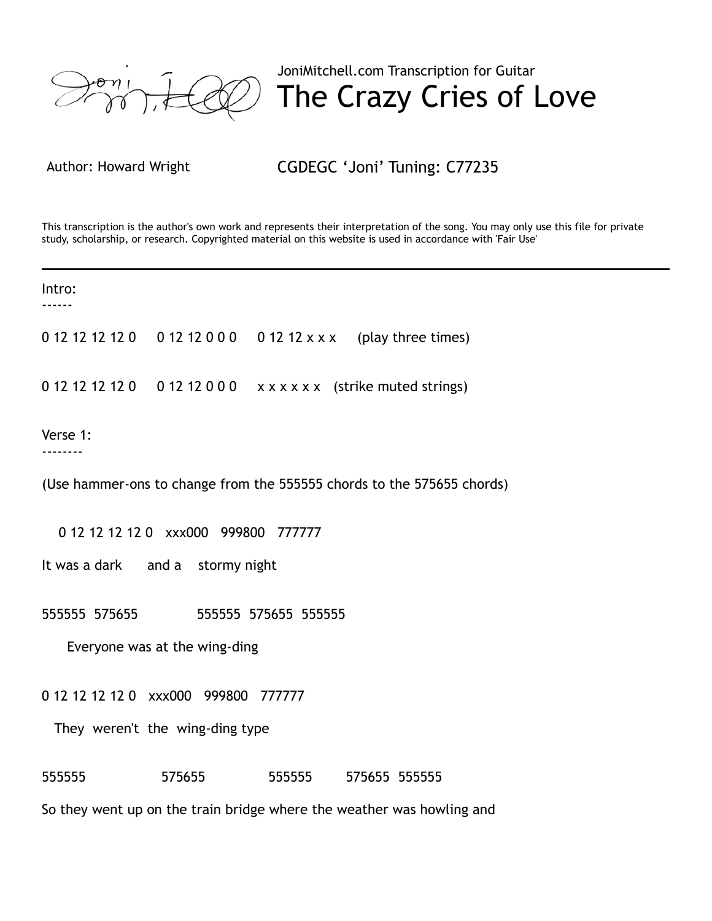JoniMitchell.com Transcription for Guitar

# The Crazy Cries of Love

Author: Howard Wright

CGDEGC 'Joni' Tuning: C77235

This transcription is the author's own work and represents their interpretation of the song. You may only use this file for private study, scholarship, or research. Copyrighted material on this website is used in accordance with 'Fair Use'

---

```
Intro:
------

0 12 12 12 12 0     0 12 12 0 0 0     0 12 12 x x x     (play three times)

0 12 12 12 12 0     0 12 12 0 0 0     x x x x x x   (strike muted strings)

Verse 1:
--------

(Use hammer-ons to change from the 555555 chords to the 575655 chords)

   0 12 12 12 12 0   xxx000   999800   777777
It was a dark      and a    stormy night

555555  575655            555555  575655  555555
      Everyone was at the wing-ding

0 12 12 12 12 0   xxx000   999800   777777
   They  weren't  the  wing-ding type

555555               575655              555555        575655  555555
So they went up on the train bridge where the weather was howling and
```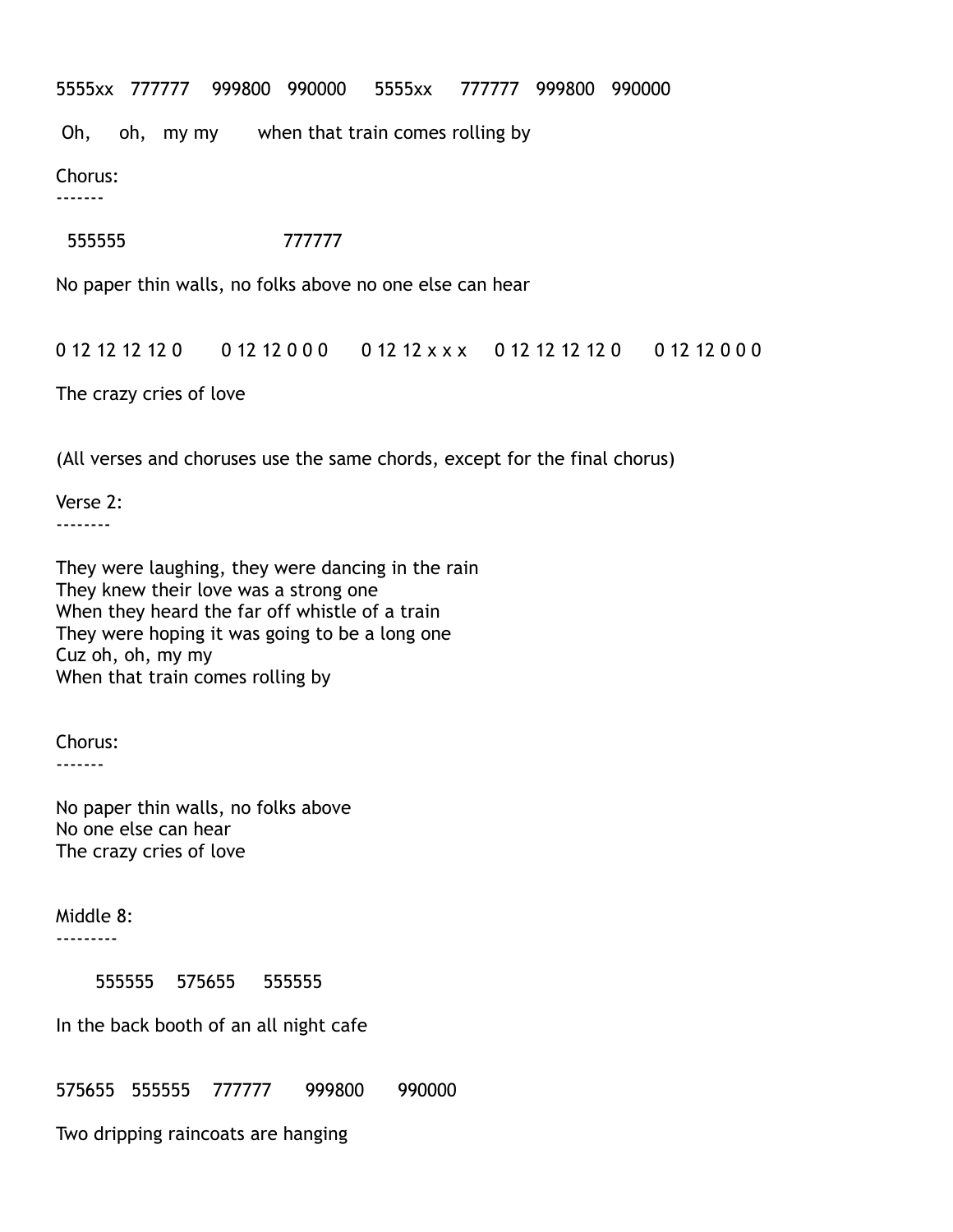```
5555xx   777777   999800   990000    5555xx    777777   999800   990000

 Oh,     oh,   my my       when that train comes rolling by
```

Chorus:
-------

```
  555555                      777777

No paper thin walls, no folks above no one else can hear


0 12 12 12 12 0      0 12 12 0 0 0      0 12 12 x x x     0 12 12 12 12 0      0 12 12 0 0 0

The crazy cries of love
```

(All verses and choruses use the same chords, except for the final chorus)

Verse 2:
--------

They were laughing, they were dancing in the rain
They knew their love was a strong one
When they heard the far off whistle of a train
They were hoping it was going to be a long one
Cuz oh, oh, my my
When that train comes rolling by

Chorus:
-------

No paper thin walls, no folks above
No one else can hear
The crazy cries of love

Middle 8:
---------

```
      555555    575655    555555

In the back booth of an all night cafe


575655   555555    777777      999800      990000

Two dripping raincoats are hanging
```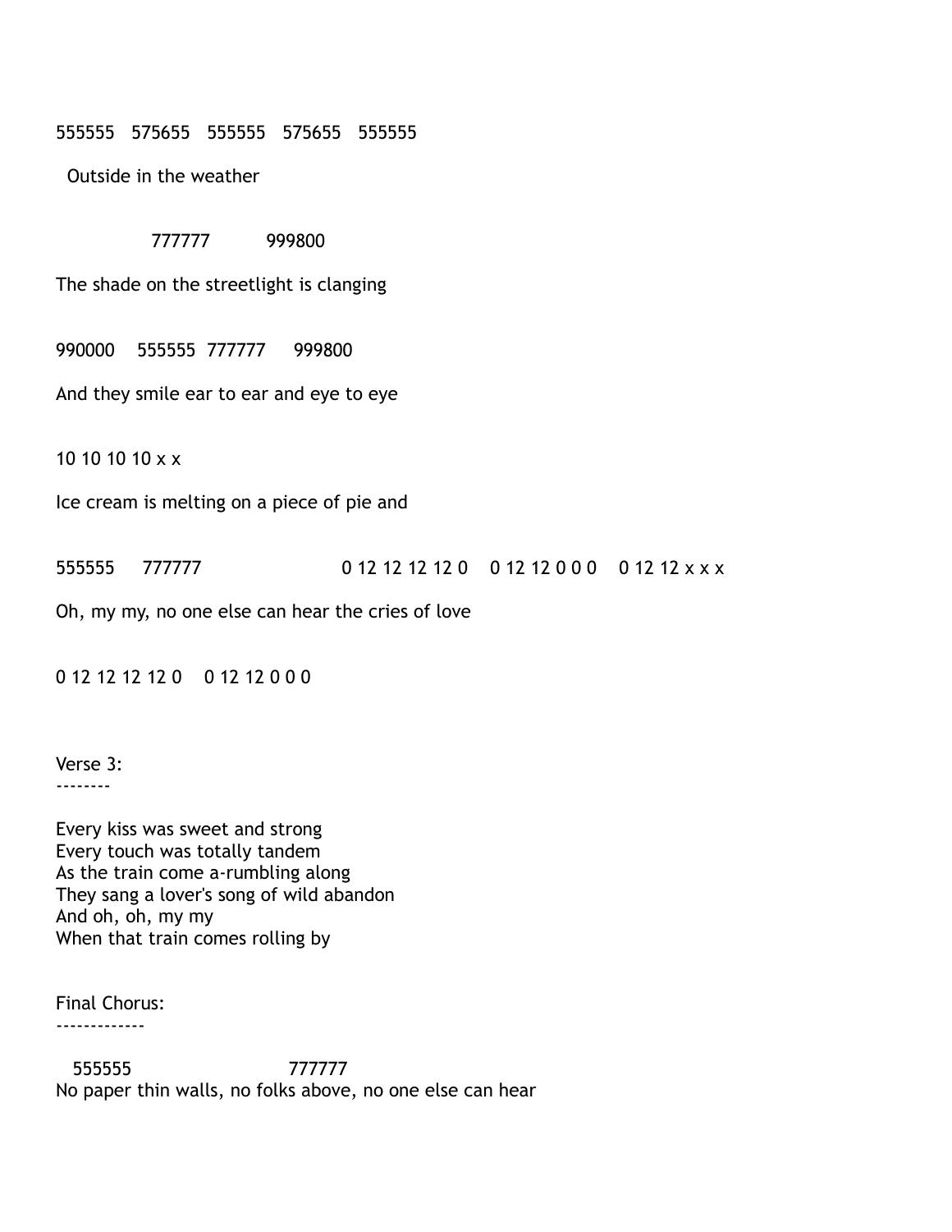```
555555  575655  555555  575655  555555

  Outside in the weather

            777777        999800

The shade on the streetlight is clanging

990000   555555  777777    999800

And they smile ear to ear and eye to eye

10 10 10 10 x x

Ice cream is melting on a piece of pie and

555555    777777                    0 12 12 12 12 0    0 12 12 0 0 0    0 12 12 x x x

Oh, my my, no one else can hear the cries of love

0 12 12 12 12 0    0 12 12 0 0 0
```

Verse 3:
--------

Every kiss was sweet and strong
Every touch was totally tandem
As the train come a-rumbling along
They sang a lover's song of wild abandon
And oh, oh, my my
When that train comes rolling by

Final Chorus:
-------------

```
  555555                       777777
No paper thin walls, no folks above, no one else can hear
```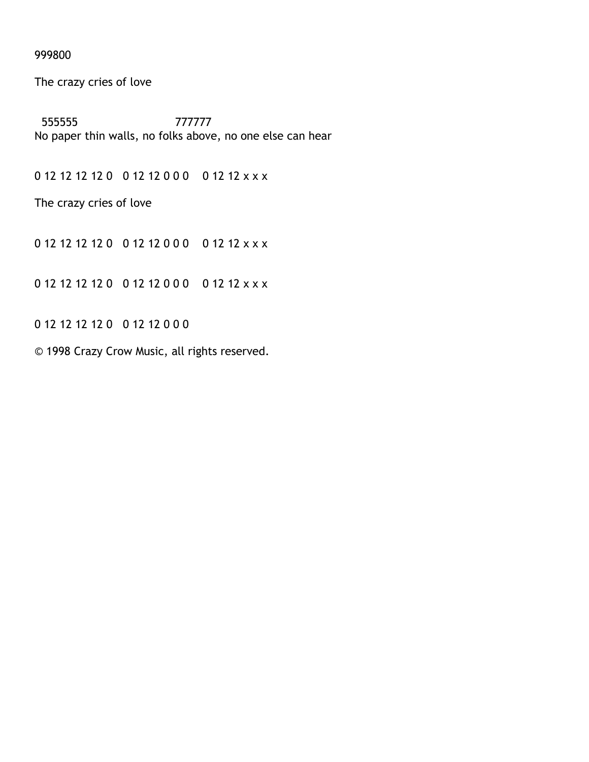999800

The crazy cries of love

```
  555555                    777777
No paper thin walls, no folks above, no one else can hear
```

0 12 12 12 12 0   0 12 12 0 0 0    0 12 12 x x x

The crazy cries of love

0 12 12 12 12 0   0 12 12 0 0 0    0 12 12 x x x

0 12 12 12 12 0   0 12 12 0 0 0    0 12 12 x x x

0 12 12 12 12 0   0 12 12 0 0 0

© 1998 Crazy Crow Music, all rights reserved.